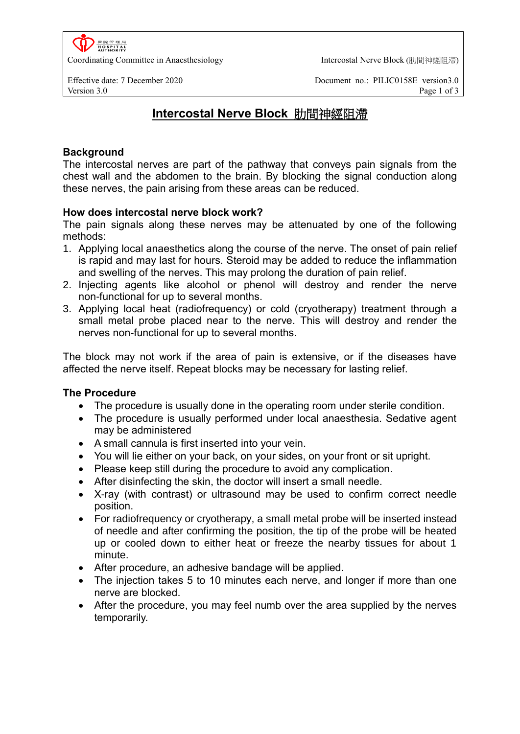# Intercostal Nerve Block 肋間神經阻滯

## Background

The intercostal nerves are part of the pathway that conveys pain signals from the chest wall and the abdomen to the brain. By blocking the signal conduction along these nerves, the pain arising from these areas can be reduced.

## How does intercostal nerve block work?

The pain signals along these nerves may be attenuated by one of the following methods:

1. Applying local anaesthetics along the course of the nerve. The onset of pain relief is rapid and may last for hours. Steroid may be added to reduce the inflammation and swelling of the nerves. This may prolong the duration of pain relief.
2. Injecting agents like alcohol or phenol will destroy and render the nerve non-functional for up to several months.
3. Applying local heat (radiofrequency) or cold (cryotherapy) treatment through a small metal probe placed near to the nerve. This will destroy and render the nerves non-functional for up to several months.

The block may not work if the area of pain is extensive, or if the diseases have affected the nerve itself. Repeat blocks may be necessary for lasting relief.

## The Procedure

- The procedure is usually done in the operating room under sterile condition.
- The procedure is usually performed under local anaesthesia. Sedative agent may be administered
- A small cannula is first inserted into your vein.
- You will lie either on your back, on your sides, on your front or sit upright.
- Please keep still during the procedure to avoid any complication.
- After disinfecting the skin, the doctor will insert a small needle.
- X-ray (with contrast) or ultrasound may be used to confirm correct needle position.
- For radiofrequency or cryotherapy, a small metal probe will be inserted instead of needle and after confirming the position, the tip of the probe will be heated up or cooled down to either heat or freeze the nearby tissues for about 1 minute.
- After procedure, an adhesive bandage will be applied.
- The injection takes 5 to 10 minutes each nerve, and longer if more than one nerve are blocked.
- After the procedure, you may feel numb over the area supplied by the nerves temporarily.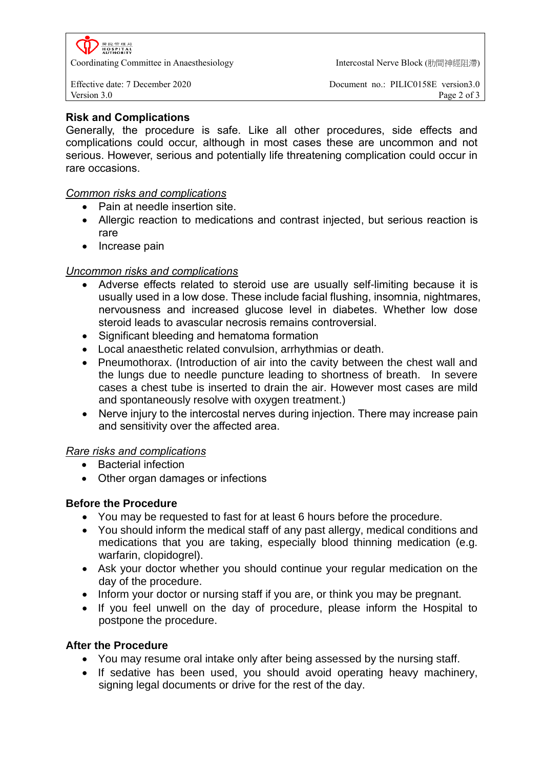## Risk and Complications

Generally, the procedure is safe. Like all other procedures, side effects and complications could occur, although in most cases these are uncommon and not serious. However, serious and potentially life threatening complication could occur in rare occasions.

*Common risks and complications*

- Pain at needle insertion site.
- Allergic reaction to medications and contrast injected, but serious reaction is rare
- Increase pain

*Uncommon risks and complications*

- Adverse effects related to steroid use are usually self-limiting because it is usually used in a low dose. These include facial flushing, insomnia, nightmares, nervousness and increased glucose level in diabetes. Whether low dose steroid leads to avascular necrosis remains controversial.
- Significant bleeding and hematoma formation
- Local anaesthetic related convulsion, arrhythmias or death.
- Pneumothorax. (Introduction of air into the cavity between the chest wall and the lungs due to needle puncture leading to shortness of breath. In severe cases a chest tube is inserted to drain the air. However most cases are mild and spontaneously resolve with oxygen treatment.)
- Nerve injury to the intercostal nerves during injection. There may increase pain and sensitivity over the affected area.

*Rare risks and complications*

- Bacterial infection
- Other organ damages or infections

## Before the Procedure

- You may be requested to fast for at least 6 hours before the procedure.
- You should inform the medical staff of any past allergy, medical conditions and medications that you are taking, especially blood thinning medication (e.g. warfarin, clopidogrel).
- Ask your doctor whether you should continue your regular medication on the day of the procedure.
- Inform your doctor or nursing staff if you are, or think you may be pregnant.
- If you feel unwell on the day of procedure, please inform the Hospital to postpone the procedure.

## After the Procedure

- You may resume oral intake only after being assessed by the nursing staff.
- If sedative has been used, you should avoid operating heavy machinery, signing legal documents or drive for the rest of the day.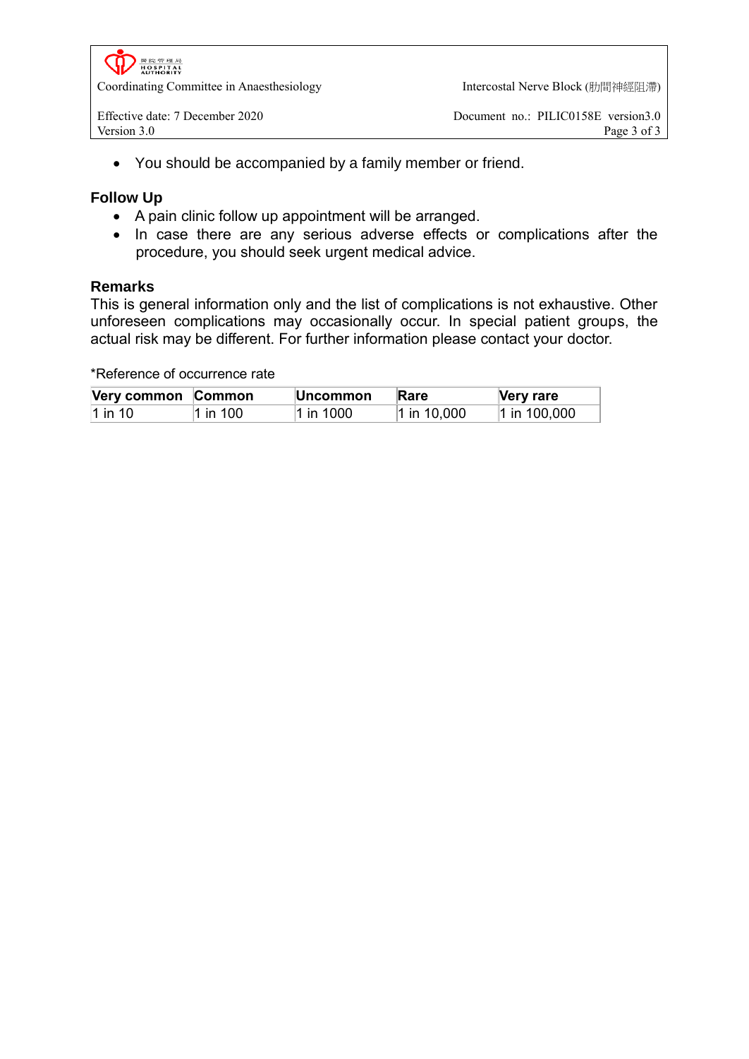- You should be accompanied by a family member or friend.

## Follow Up

- A pain clinic follow up appointment will be arranged.
- In case there are any serious adverse effects or complications after the procedure, you should seek urgent medical advice.

## Remarks

This is general information only and the list of complications is not exhaustive. Other unforeseen complications may occasionally occur. In special patient groups, the actual risk may be different. For further information please contact your doctor.

*Reference of occurrence rate

| Very common | Common | Uncommon | Rare | Very rare |
| --- | --- | --- | --- | --- |
| 1 in 10 | 1 in 100 | 1 in 1000 | 1 in 10,000 | 1 in 100,000 |